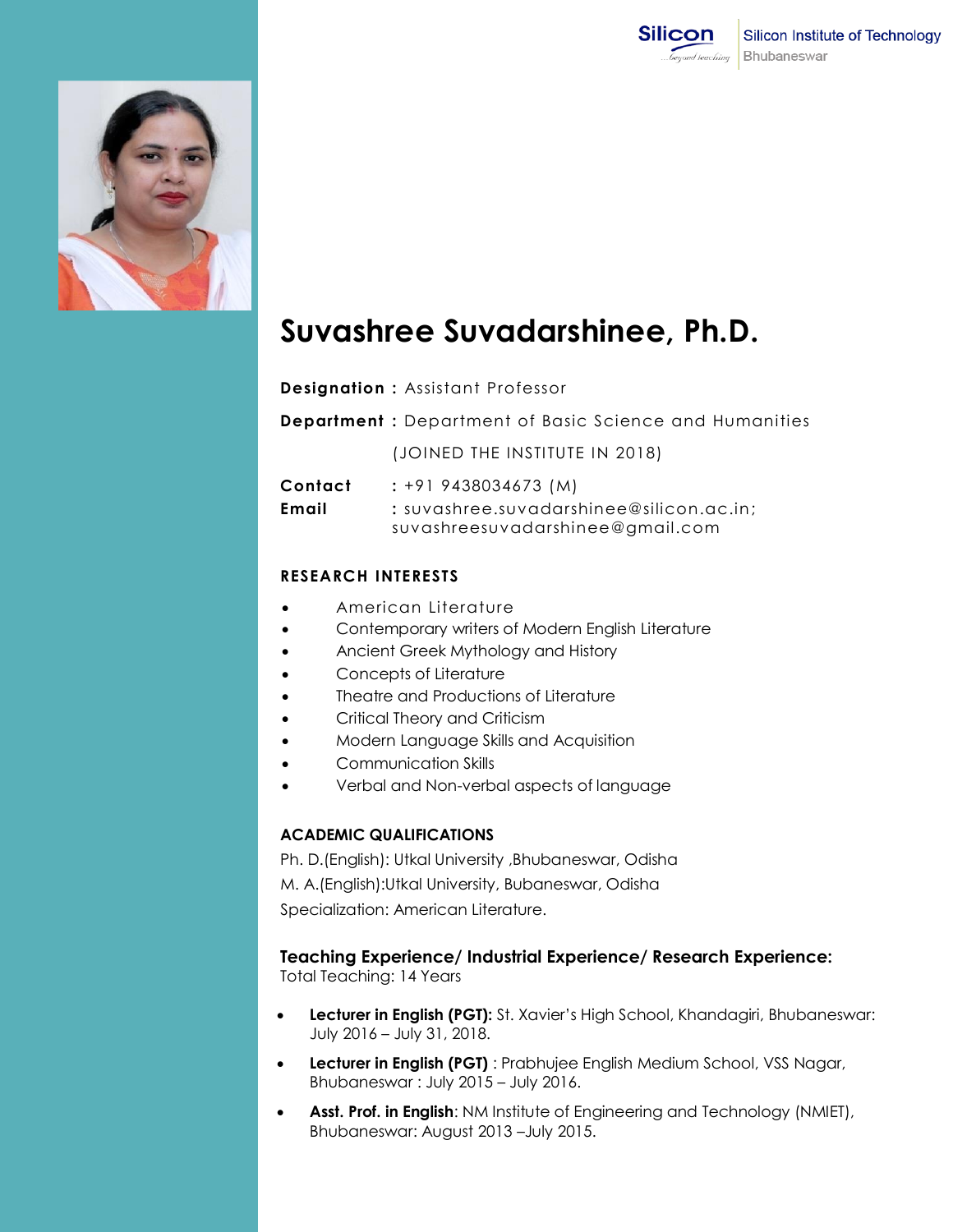# Suvashree Suvadarshinee, Ph.D.

**Designation :** Assistant Professor

**Department :** Department of Basic Science and Humanities

(JOINED THE INSTITUTE IN 2018)

**Contact** : +91 9438034673 (M)

**Email** : suvashree.suvadarshinee@silicon.ac.in; suvashreesuvadarshinee@gmail.com

## RESEARCH INTERESTS

- American Literature
- Contemporary writers of Modern English Literature
- Ancient Greek Mythology and History
- Concepts of Literature
- Theatre and Productions of Literature
- Critical Theory and Criticism
- Modern Language Skills and Acquisition
- Communication Skills
- Verbal and Non-verbal aspects of language

## ACADEMIC QUALIFICATIONS

Ph. D.(English): Utkal University ,Bhubaneswar, Odisha

M. A.(English):Utkal University, Bubaneswar, Odisha

Specialization: American Literature.

## Teaching Experience/ Industrial Experience/ Research Experience:

Total Teaching: 14 Years

- **Lecturer in English (PGT):** St. Xavier's High School, Khandagiri, Bhubaneswar: July 2016 – July 31, 2018.
- **Lecturer in English (PGT)** : Prabhujee English Medium School, VSS Nagar, Bhubaneswar : July 2015 – July 2016.
- **Asst. Prof. in English**: NM Institute of Engineering and Technology (NMIET), Bhubaneswar: August 2013 –July 2015.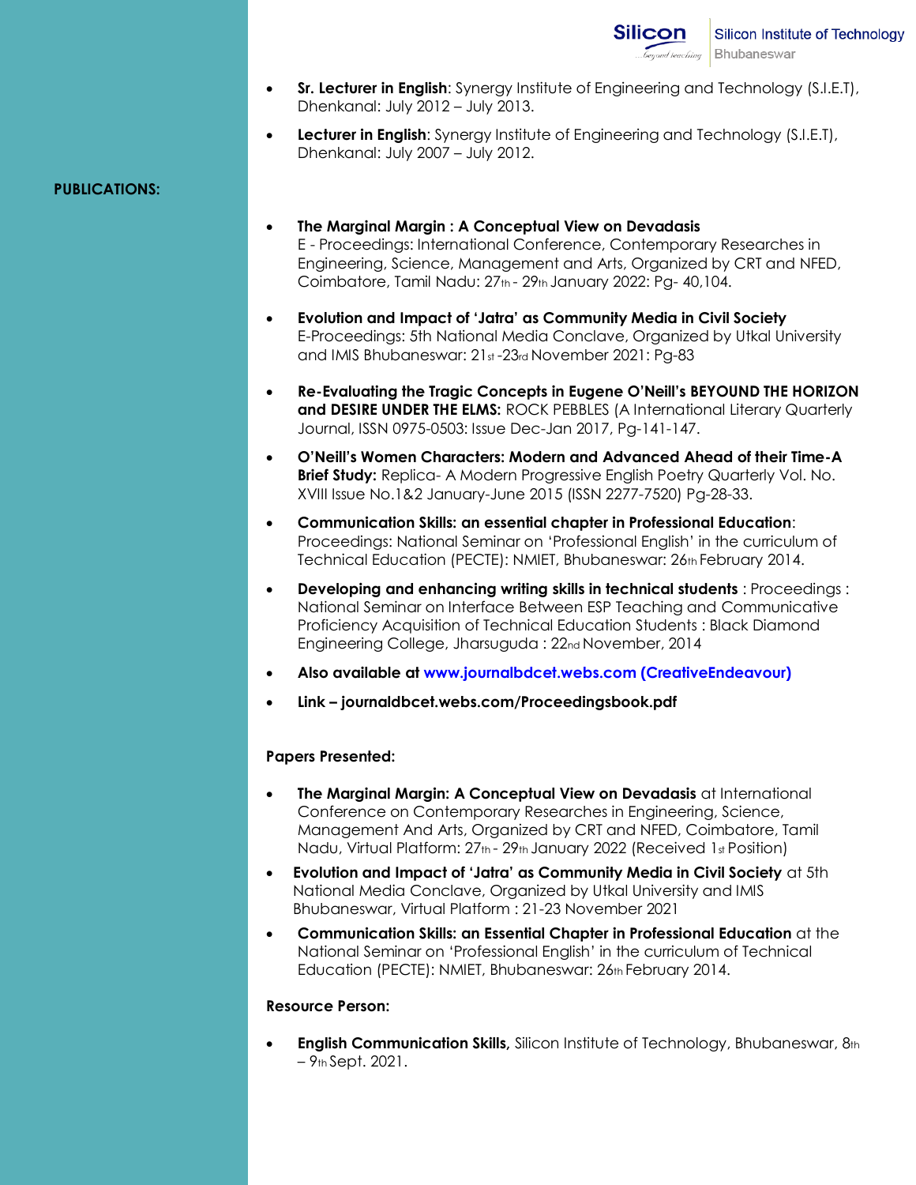- **Sr. Lecturer in English**: Synergy Institute of Engineering and Technology (S.I.E.T), Dhenkanal: July 2012 – July 2013.
- **Lecturer in English**: Synergy Institute of Engineering and Technology (S.I.E.T), Dhenkanal: July 2007 – July 2012.

**PUBLICATIONS:**

- **The Marginal Margin : A Conceptual View on Devadasis**
  E - Proceedings: International Conference, Contemporary Researches in Engineering, Science, Management and Arts, Organized by CRT and NFED, Coimbatore, Tamil Nadu: 27th - 29th January 2022: Pg- 40,104.

- **Evolution and Impact of 'Jatra' as Community Media in Civil Society**
  E-Proceedings: 5th National Media Conclave, Organized by Utkal University and IMIS Bhubaneswar: 21st -23rd November 2021: Pg-83

- **Re-Evaluating the Tragic Concepts in Eugene O'Neill's BEYOUND THE HORIZON and DESIRE UNDER THE ELMS:** ROCK PEBBLES (A International Literary Quarterly Journal, ISSN 0975-0503: Issue Dec-Jan 2017, Pg-141-147.

- **O'Neill's Women Characters: Modern and Advanced Ahead of their Time-A Brief Study:** Replica- A Modern Progressive English Poetry Quarterly Vol. No. XVIII Issue No.1&2 January-June 2015 (ISSN 2277-7520) Pg-28-33.

- **Communication Skills: an essential chapter in Professional Education**: Proceedings: National Seminar on 'Professional English' in the curriculum of Technical Education (PECTE): NMIET, Bhubaneswar: 26th February 2014.

- **Developing and enhancing writing skills in technical students** : Proceedings : National Seminar on Interface Between ESP Teaching and Communicative Proficiency Acquisition of Technical Education Students : Black Diamond Engineering College, Jharsuguda : 22nd November, 2014

- **Also available at www.journalbdcet.webs.com (CreativeEndeavour)**

- **Link – journaldbcet.webs.com/Proceedingsbook.pdf**

**Papers Presented:**

- **The Marginal Margin: A Conceptual View on Devadasis** at International Conference on Contemporary Researches in Engineering, Science, Management And Arts, Organized by CRT and NFED, Coimbatore, Tamil Nadu, Virtual Platform: 27th - 29th January 2022 (Received 1st Position)
- **Evolution and Impact of 'Jatra' as Community Media in Civil Society** at 5th National Media Conclave, Organized by Utkal University and IMIS Bhubaneswar, Virtual Platform : 21-23 November 2021
- **Communication Skills: an Essential Chapter in Professional Education** at the National Seminar on 'Professional English' in the curriculum of Technical Education (PECTE): NMIET, Bhubaneswar: 26th February 2014.

**Resource Person:**

- **English Communication Skills,** Silicon Institute of Technology, Bhubaneswar, 8th – 9th Sept. 2021.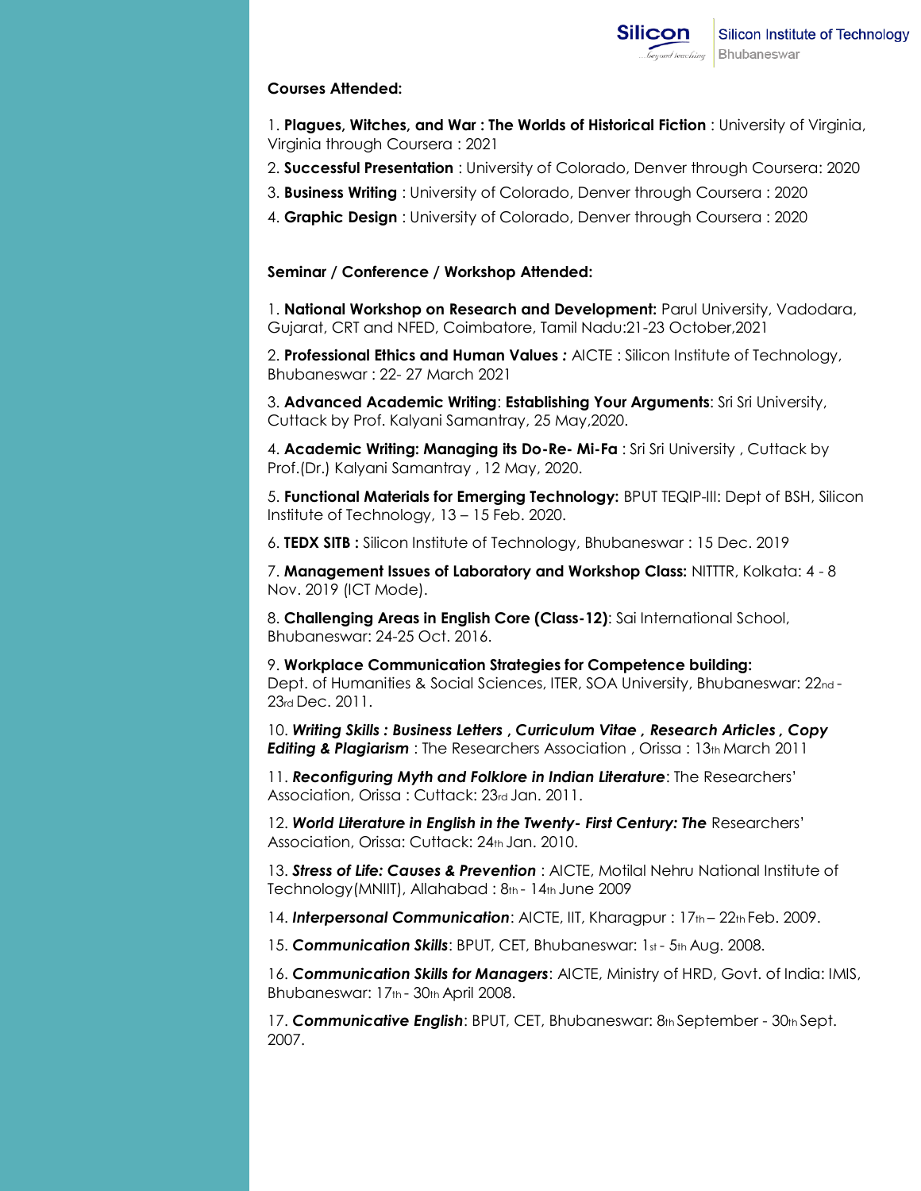**Courses Attended:**

1. **Plagues, Witches, and War : The Worlds of Historical Fiction** : University of Virginia, Virginia through Coursera : 2021
2. **Successful Presentation** : University of Colorado, Denver through Coursera: 2020
3. **Business Writing** : University of Colorado, Denver through Coursera : 2020
4. **Graphic Design** : University of Colorado, Denver through Coursera : 2020

**Seminar / Conference / Workshop Attended:**

1. **National Workshop on Research and Development:** Parul University, Vadodara, Gujarat, CRT and NFED, Coimbatore, Tamil Nadu:21-23 October,2021

2. **Professional Ethics and Human Values :** AICTE : Silicon Institute of Technology, Bhubaneswar : 22- 27 March 2021

3. **Advanced Academic Writing**: **Establishing Your Arguments**: Sri Sri University, Cuttack by Prof. Kalyani Samantray, 25 May,2020.

4. **Academic Writing: Managing its Do-Re- Mi-Fa** : Sri Sri University , Cuttack by Prof.(Dr.) Kalyani Samantray , 12 May, 2020.

5. **Functional Materials for Emerging Technology:** BPUT TEQIP-III: Dept of BSH, Silicon Institute of Technology, 13 – 15 Feb. 2020.

6. **TEDX SITB :** Silicon Institute of Technology, Bhubaneswar : 15 Dec. 2019

7. **Management Issues of Laboratory and Workshop Class:** NITTTR, Kolkata: 4 - 8 Nov. 2019 (ICT Mode).

8. **Challenging Areas in English Core (Class-12)**: Sai International School, Bhubaneswar: 24-25 Oct. 2016.

9. **Workplace Communication Strategies for Competence building:** Dept. of Humanities & Social Sciences, ITER, SOA University, Bhubaneswar: 22nd - 23rd Dec. 2011.

10. ***Writing Skills : Business Letters , Curriculum Vitae , Research Articles , Copy Editing & Plagiarism*** : The Researchers Association , Orissa : 13th March 2011

11. ***Reconfiguring Myth and Folklore in Indian Literature***: The Researchers' Association, Orissa : Cuttack: 23rd Jan. 2011.

12. ***World Literature in English in the Twenty- First Century: The*** Researchers' Association, Orissa: Cuttack: 24th Jan. 2010.

13. ***Stress of Life: Causes & Prevention*** : AICTE, Motilal Nehru National Institute of Technology(MNIIT), Allahabad : 8th - 14th June 2009

14. ***Interpersonal Communication***: AICTE, IIT, Kharagpur : 17th – 22th Feb. 2009.

15. ***Communication Skills***: BPUT, CET, Bhubaneswar: 1st - 5th Aug. 2008.

16. ***Communication Skills for Managers***: AICTE, Ministry of HRD, Govt. of India: IMIS, Bhubaneswar: 17th - 30th April 2008.

17. ***Communicative English***: BPUT, CET, Bhubaneswar: 8th September - 30th Sept. 2007.